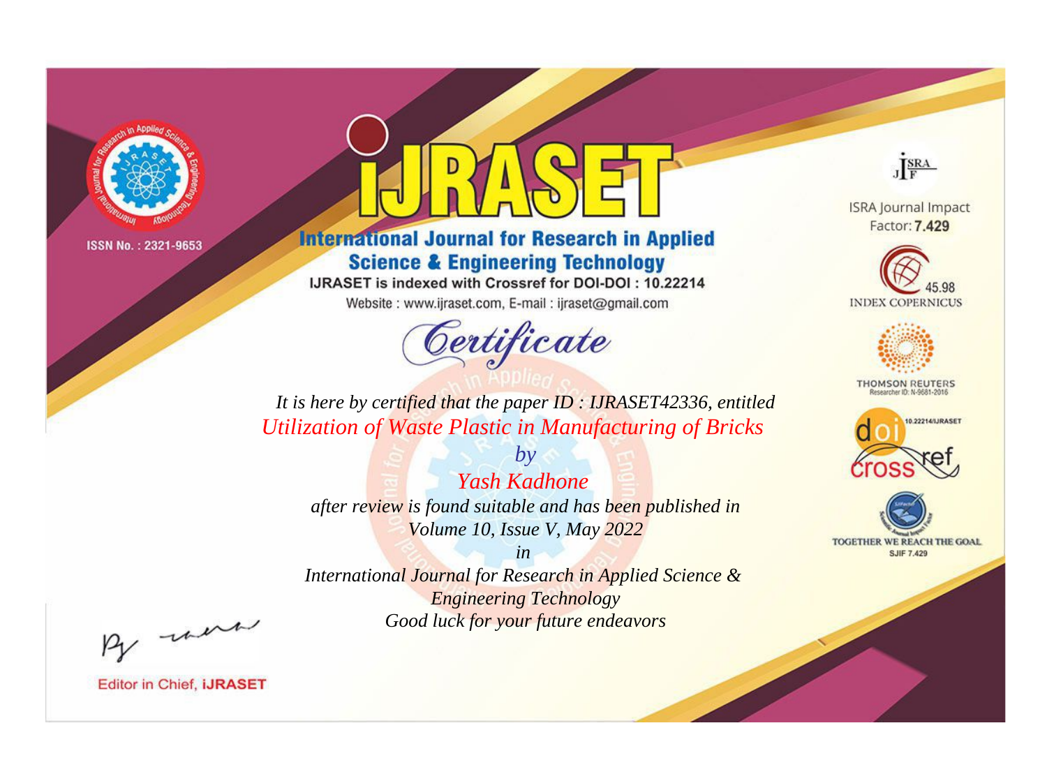ISSN No. : 2321-9653

# IJRASET

## International Journal for Research in Applied Science & Engineering Technology

IJRASET is indexed with Crossref for DOI-DOI : 10.22214

Website : www.ijraset.com, E-mail : ijraset@gmail.com

ISRA Journal Impact Factor: **7.429**

45.98 INDEX COPERNICUS

THOMSON REUTERS Researcher ID: N-9681-2016

10.22214/IJRASET

TOGETHER WE REACH THE GOAL SJIF 7.429

# *Certificate*

*It is here by certified that the paper ID : IJRASET42336, entitled*

*Utilization of Waste Plastic in Manufacturing of Bricks*

*by*

*Yash Kadhone*

*after review is found suitable and has been published in*

*Volume 10, Issue V, May 2022*

*in*

*International Journal for Research in Applied Science & Engineering Technology*

*Good luck for your future endeavors*

Editor in Chief, **iJRASET**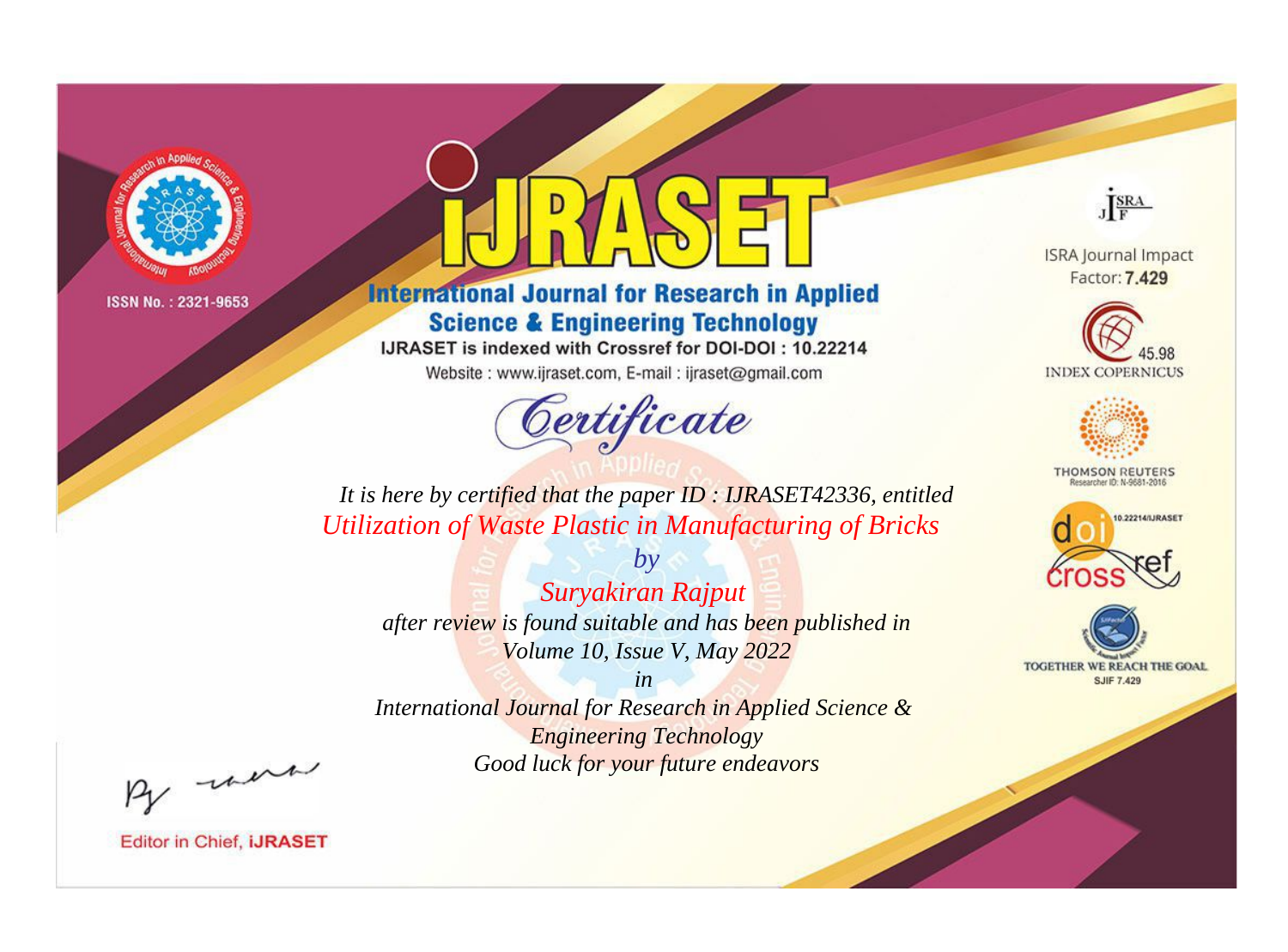ISSN No. : 2321-9653

# iJRASET

## International Journal for Research in Applied Science & Engineering Technology

IJRASET is indexed with Crossref for DOI-DOI : 10.22214

Website : www.ijraset.com, E-mail : ijraset@gmail.com

ISRA Journal Impact Factor: **7.429**

45.98 INDEX COPERNICUS

THOMSON REUTERS Researcher ID: N-9681-2016

10.22214/IJRASET

TOGETHER WE REACH THE GOAL SJIF 7.429

# Certificate

*It is here by certified that the paper ID : IJRASET42336, entitled*

*Utilization of Waste Plastic in Manufacturing of Bricks*

*by*

*Suryakiran Rajput*

*after review is found suitable and has been published in*

*Volume 10, Issue V, May 2022*

*in*

*International Journal for Research in Applied Science & Engineering Technology*

*Good luck for your future endeavors*

Editor in Chief, **iJRASET**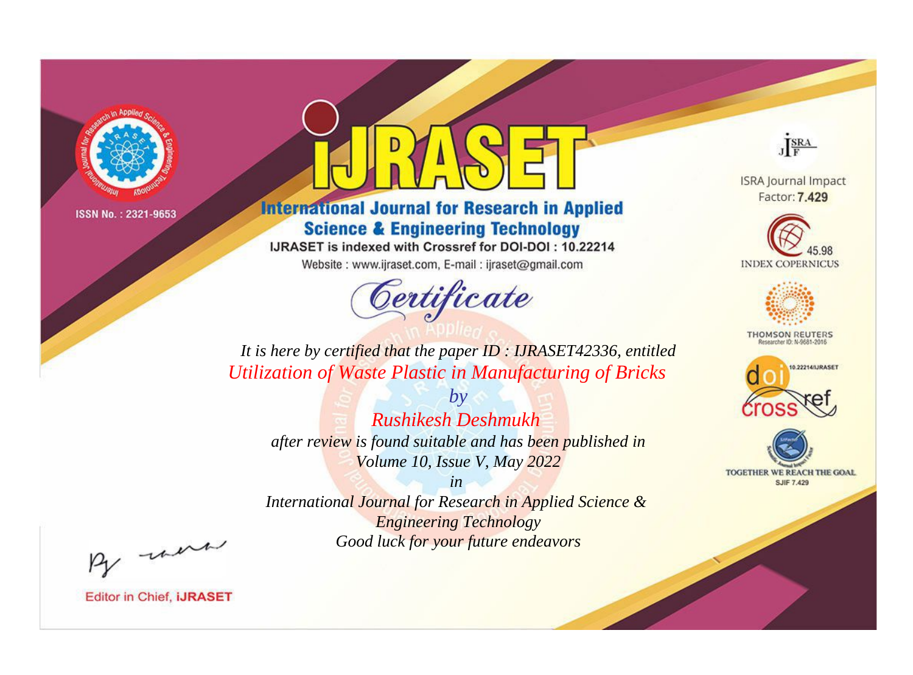ISSN No. : 2321-9653

# IJRASET

## International Journal for Research in Applied Science & Engineering Technology

IJRASET is indexed with Crossref for DOI-DOI : 10.22214

Website : www.ijraset.com, E-mail : ijraset@gmail.com

*Certificate*

*It is here by certified that the paper ID : IJRASET42336, entitled*

*Utilization of Waste Plastic in Manufacturing of Bricks*

*by*

*Rushikesh Deshmukh*

*after review is found suitable and has been published in*

*Volume 10, Issue V, May 2022*

*in*

*International Journal for Research in Applied Science & Engineering Technology*

*Good luck for your future endeavors*

ISRA Journal Impact Factor: **7.429**

45.98 INDEX COPERNICUS

THOMSON REUTERS Researcher ID: N-9681-2016

10.22214/IJRASET

TOGETHER WE REACH THE GOAL SJIF 7.429

Editor in Chief, **iJRASET**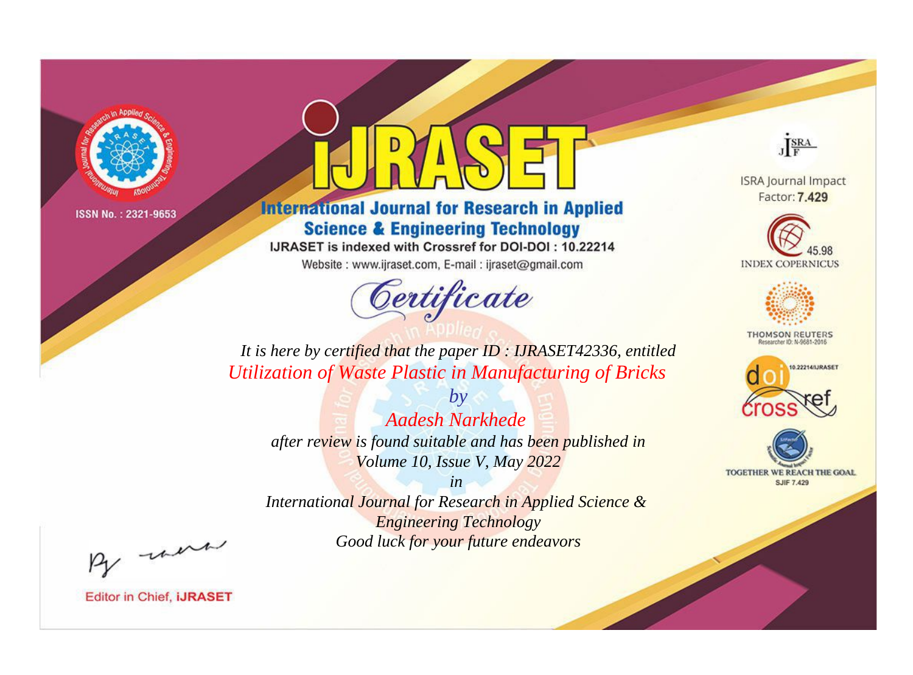ISSN No. : 2321-9653

# iJRASET

## International Journal for Research in Applied Science & Engineering Technology

IJRASET is indexed with Crossref for DOI-DOI : 10.22214

Website : www.ijraset.com, E-mail : ijraset@gmail.com

*Certificate*

*It is here by certified that the paper ID : IJRASET42336, entitled*

*Utilization of Waste Plastic in Manufacturing of Bricks*

*by*

*Aadesh Narkhede*

*after review is found suitable and has been published in*

*Volume 10, Issue V, May 2022*

*in*

*International Journal for Research in Applied Science & Engineering Technology*

*Good luck for your future endeavors*

Editor in Chief, iJRASET

ISRA Journal Impact Factor: **7.429**

45.98 INDEX COPERNICUS

THOMSON REUTERS Researcher ID: N-9681-2016

10.22214/IJRASET

TOGETHER WE REACH THE GOAL SJIF 7.429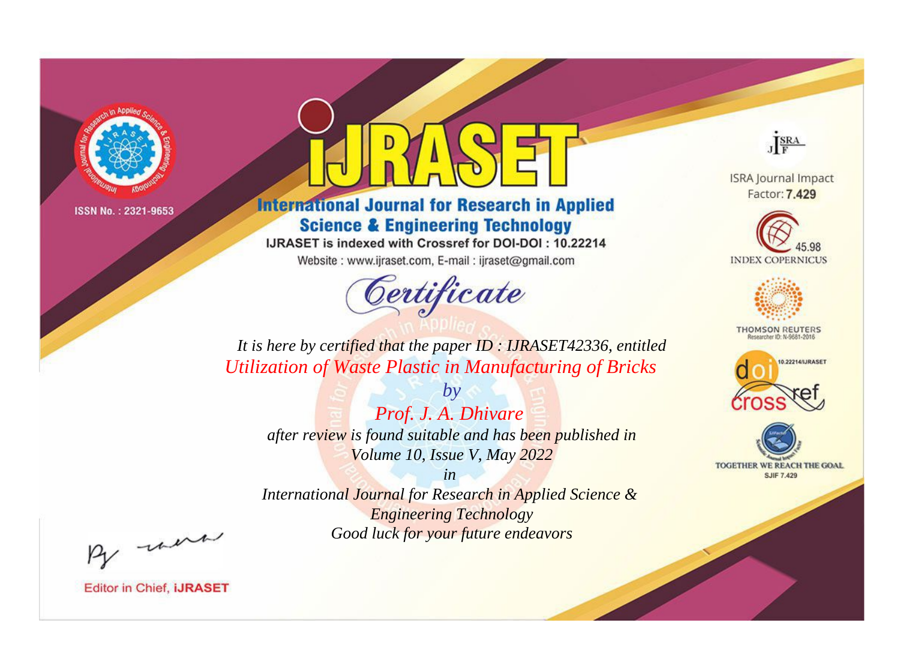ISSN No. : 2321-9653

# IJRASET

## International Journal for Research in Applied Science & Engineering Technology

IJRASET is indexed with Crossref for DOI-DOI : 10.22214

Website : www.ijraset.com, E-mail : ijraset@gmail.com

ISRA Journal Impact Factor: **7.429**

45.98 INDEX COPERNICUS

THOMSON REUTERS Researcher ID: N-9681-2016

10.22214/IJRASET

TOGETHER WE REACH THE GOAL SJIF 7.429

*Certificate*

*It is here by certified that the paper ID : IJRASET42336, entitled*

*Utilization of Waste Plastic in Manufacturing of Bricks*

*by*

*Prof. J. A. Dhivare*

*after review is found suitable and has been published in*

*Volume 10, Issue V, May 2022*

*in*

*International Journal for Research in Applied Science & Engineering Technology*

*Good luck for your future endeavors*

Editor in Chief, **iJRASET**